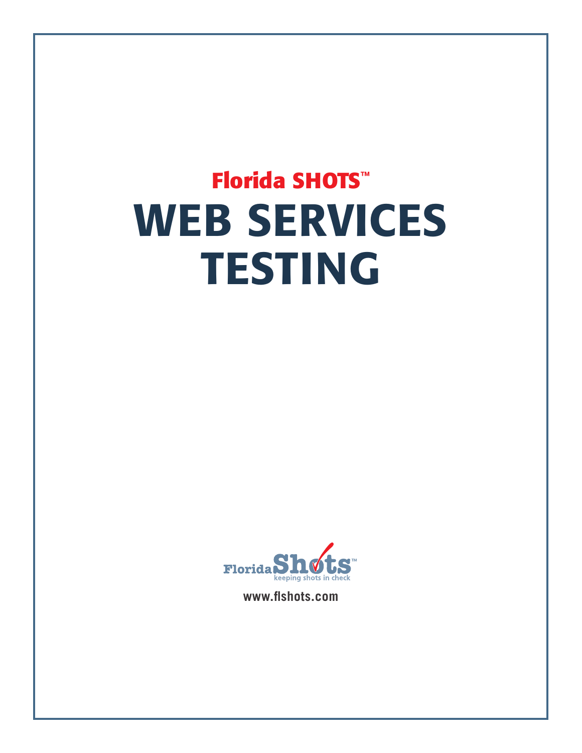Florida SHOTS™

# WEB SERVICES TESTING

Florida Shots™
keeping shots in check

www.flshots.com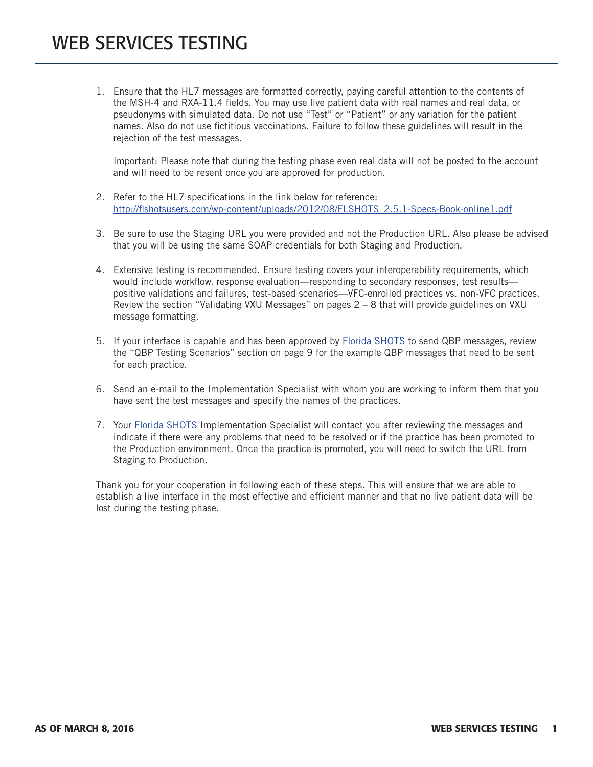# WEB SERVICES TESTING

1. Ensure that the HL7 messages are formatted correctly, paying careful attention to the contents of the MSH-4 and RXA-11.4 fields. You may use live patient data with real names and real data, or pseudonyms with simulated data. Do not use “Test” or “Patient” or any variation for the patient names. Also do not use fictitious vaccinations. Failure to follow these guidelines will result in the rejection of the test messages.

   Important: Please note that during the testing phase even real data will not be posted to the account and will need to be resent once you are approved for production.

2. Refer to the HL7 specifications in the link below for reference:
   http://flshotsusers.com/wp-content/uploads/2012/08/FLSHOTS_2.5.1-Specs-Book-online1.pdf

3. Be sure to use the Staging URL you were provided and not the Production URL. Also please be advised that you will be using the same SOAP credentials for both Staging and Production.

4. Extensive testing is recommended. Ensure testing covers your interoperability requirements, which would include workflow, response evaluation—responding to secondary responses, test results—positive validations and failures, test-based scenarios—VFC-enrolled practices vs. non-VFC practices. Review the section “Validating VXU Messages” on pages 2 – 8 that will provide guidelines on VXU message formatting.

5. If your interface is capable and has been approved by Florida SHOTS to send QBP messages, review the “QBP Testing Scenarios” section on page 9 for the example QBP messages that need to be sent for each practice.

6. Send an e-mail to the Implementation Specialist with whom you are working to inform them that you have sent the test messages and specify the names of the practices.

7. Your Florida SHOTS Implementation Specialist will contact you after reviewing the messages and indicate if there were any problems that need to be resolved or if the practice has been promoted to the Production environment. Once the practice is promoted, you will need to switch the URL from Staging to Production.

Thank you for your cooperation in following each of these steps. This will ensure that we are able to establish a live interface in the most effective and efficient manner and that no live patient data will be lost during the testing phase.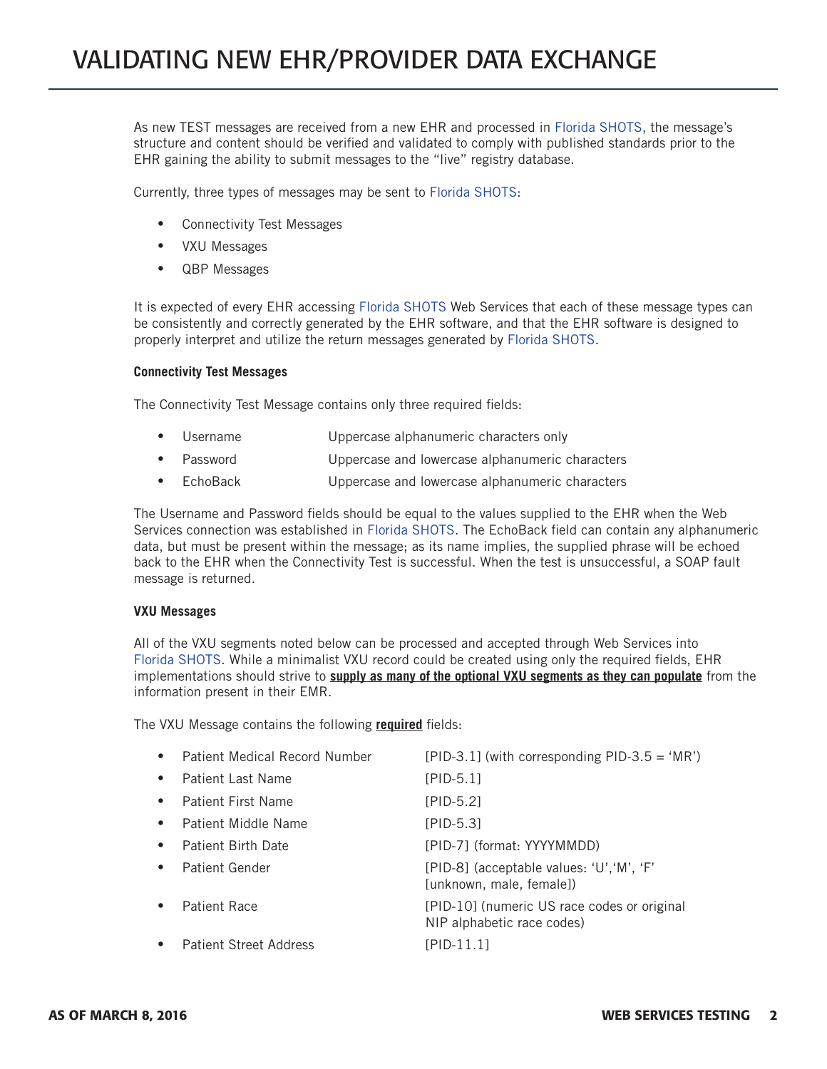# VALIDATING NEW EHR/PROVIDER DATA EXCHANGE

As new TEST messages are received from a new EHR and processed in Florida SHOTS, the message's structure and content should be verified and validated to comply with published standards prior to the EHR gaining the ability to submit messages to the "live" registry database.

Currently, three types of messages may be sent to Florida SHOTS:

- Connectivity Test Messages
- VXU Messages
- QBP Messages

It is expected of every EHR accessing Florida SHOTS Web Services that each of these message types can be consistently and correctly generated by the EHR software, and that the EHR software is designed to properly interpret and utilize the return messages generated by Florida SHOTS.

**Connectivity Test Messages**

The Connectivity Test Message contains only three required fields:

- Username — Uppercase alphanumeric characters only
- Password — Uppercase and lowercase alphanumeric characters
- EchoBack — Uppercase and lowercase alphanumeric characters

The Username and Password fields should be equal to the values supplied to the EHR when the Web Services connection was established in Florida SHOTS. The EchoBack field can contain any alphanumeric data, but must be present within the message; as its name implies, the supplied phrase will be echoed back to the EHR when the Connectivity Test is successful. When the test is unsuccessful, a SOAP fault message is returned.

**VXU Messages**

All of the VXU segments noted below can be processed and accepted through Web Services into Florida SHOTS. While a minimalist VXU record could be created using only the required fields, EHR implementations should strive to **supply as many of the optional VXU segments as they can populate** from the information present in their EMR.

The VXU Message contains the following **required** fields:

- Patient Medical Record Number — [PID-3.1] (with corresponding PID-3.5 = 'MR')
- Patient Last Name — [PID-5.1]
- Patient First Name — [PID-5.2]
- Patient Middle Name — [PID-5.3]
- Patient Birth Date — [PID-7] (format: YYYYMMDD)
- Patient Gender — [PID-8] (acceptable values: 'U','M', 'F' [unknown, male, female])
- Patient Race — [PID-10] (numeric US race codes or original NIP alphabetic race codes)
- Patient Street Address — [PID-11.1]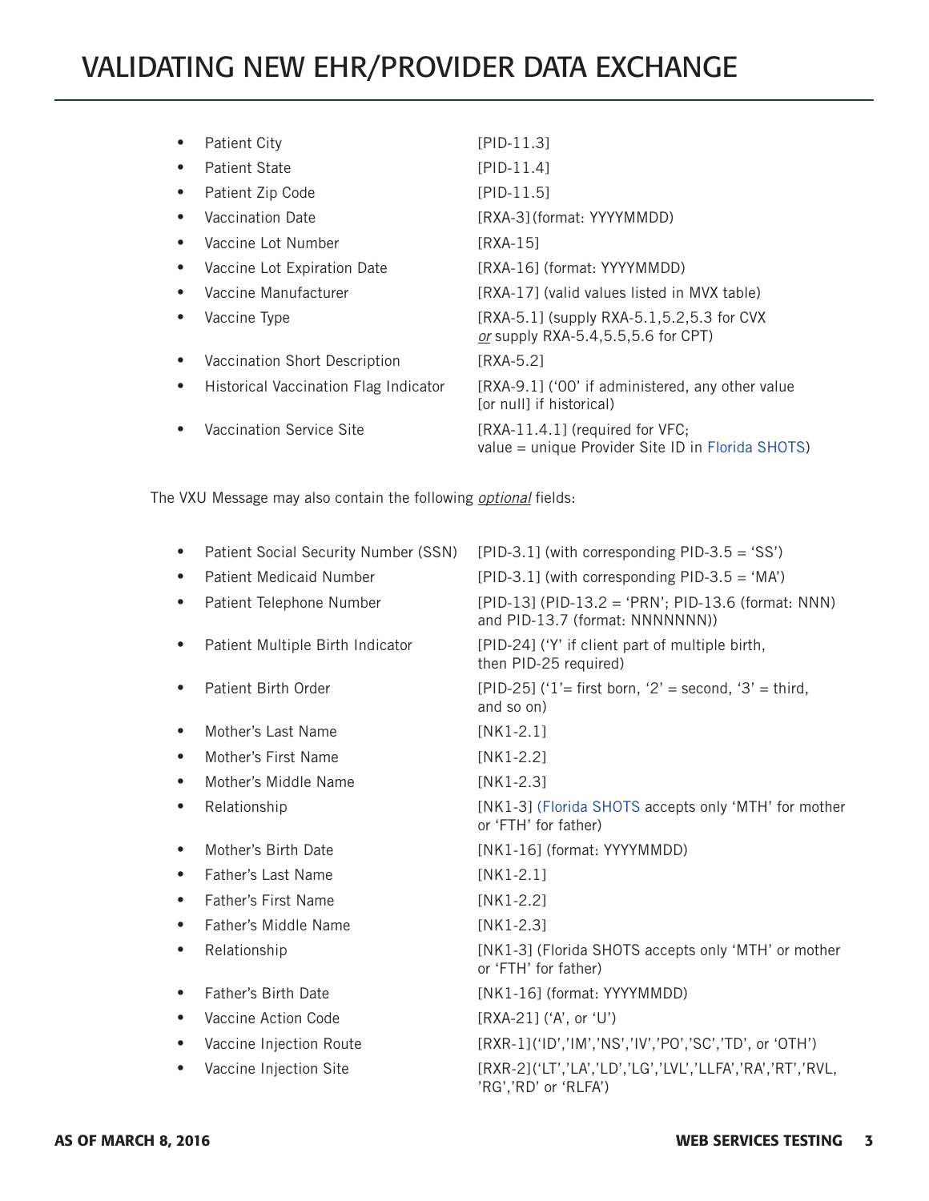- Patient City [PID-11.3]
- Patient State [PID-11.4]
- Patient Zip Code [PID-11.5]
- Vaccination Date [RXA-3] (format: YYYYMMDD)
- Vaccine Lot Number [RXA-15]
- Vaccine Lot Expiration Date [RXA-16] (format: YYYYMMDD)
- Vaccine Manufacturer [RXA-17] (valid values listed in MVX table)
- Vaccine Type [RXA-5.1] (supply RXA-5.1,5.2,5.3 for CVX *or* supply RXA-5.4,5.5,5.6 for CPT)
- Vaccination Short Description [RXA-5.2]
- Historical Vaccination Flag Indicator [RXA-9.1] ('00' if administered, any other value [or null] if historical)
- Vaccination Service Site [RXA-11.4.1] (required for VFC; value = unique Provider Site ID in Florida SHOTS)

The VXU Message may also contain the following *optional* fields:

- Patient Social Security Number (SSN) [PID-3.1] (with corresponding PID-3.5 = 'SS')
- Patient Medicaid Number [PID-3.1] (with corresponding PID-3.5 = 'MA')
- Patient Telephone Number [PID-13] (PID-13.2 = 'PRN'; PID-13.6 (format: NNN) and PID-13.7 (format: NNNNNNN))
- Patient Multiple Birth Indicator [PID-24] ('Y' if client part of multiple birth, then PID-25 required)
- Patient Birth Order [PID-25] ('1'= first born, '2' = second, '3' = third, and so on)
- Mother's Last Name [NK1-2.1]
- Mother's First Name [NK1-2.2]
- Mother's Middle Name [NK1-2.3]
- Relationship [NK1-3] (Florida SHOTS accepts only 'MTH' for mother or 'FTH' for father)
- Mother's Birth Date [NK1-16] (format: YYYYMMDD)
- Father's Last Name [NK1-2.1]
- Father's First Name [NK1-2.2]
- Father's Middle Name [NK1-2.3]
- Relationship [NK1-3] (Florida SHOTS accepts only 'MTH' or mother or 'FTH' for father)
- Father's Birth Date [NK1-16] (format: YYYYMMDD)
- Vaccine Action Code [RXA-21] ('A', or 'U')
- Vaccine Injection Route [RXR-1]('ID','IM','NS','IV','PO','SC','TD', or 'OTH')
- Vaccine Injection Site [RXR-2]('LT','LA','LD','LG','LVL','LLFA','RA','RT','RVL, 'RG','RD' or 'RLFA')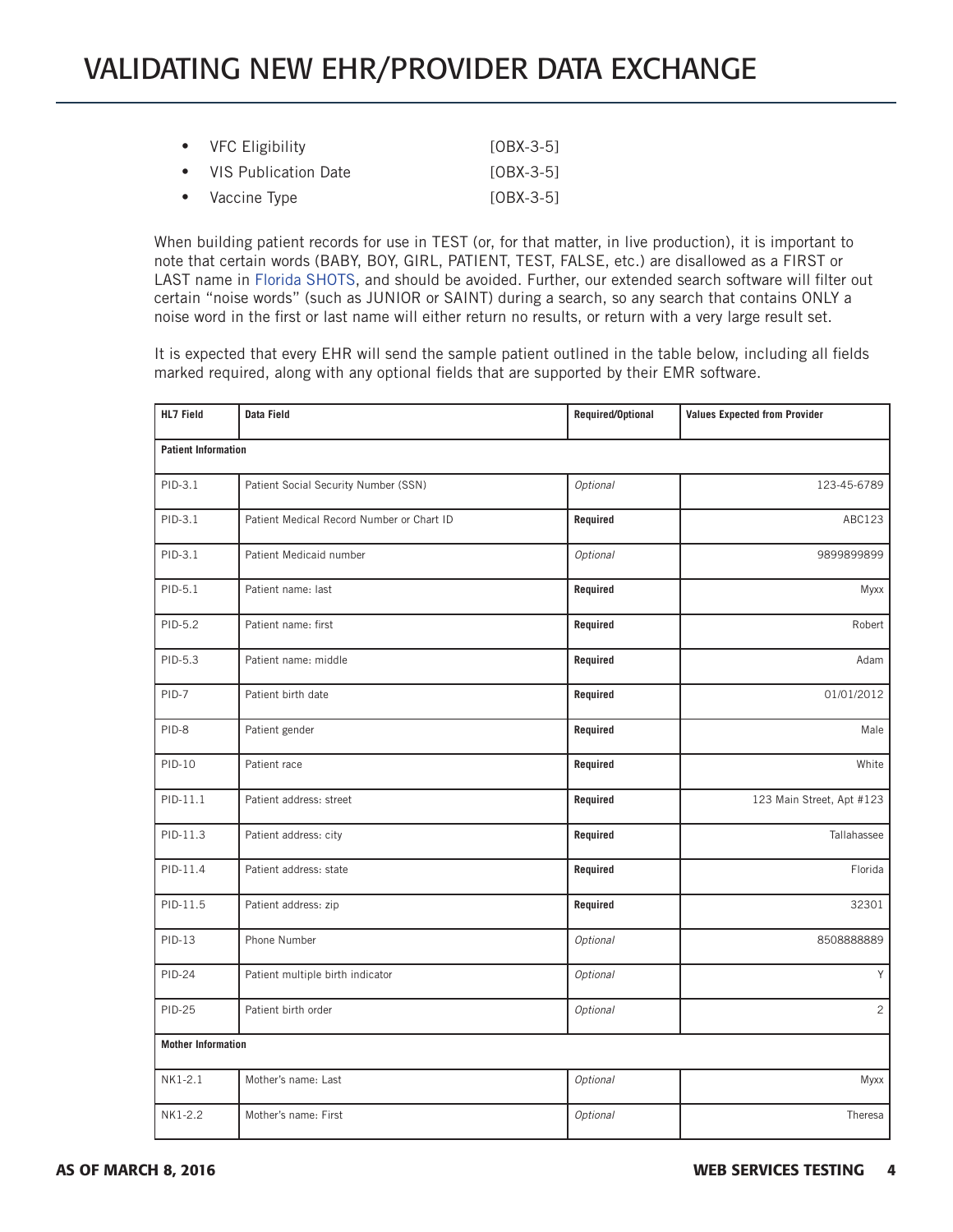- VFC Eligibility [OBX-3-5]
- VIS Publication Date [OBX-3-5]
- Vaccine Type [OBX-3-5]

When building patient records for use in TEST (or, for that matter, in live production), it is important to note that certain words (BABY, BOY, GIRL, PATIENT, TEST, FALSE, etc.) are disallowed as a FIRST or LAST name in Florida SHOTS, and should be avoided. Further, our extended search software will filter out certain "noise words" (such as JUNIOR or SAINT) during a search, so any search that contains ONLY a noise word in the first or last name will either return no results, or return with a very large result set.

It is expected that every EHR will send the sample patient outlined in the table below, including all fields marked required, along with any optional fields that are supported by their EMR software.

| HL7 Field | Data Field | Required/Optional | Values Expected from Provider |
|---|---|---|---|
| **Patient Information** | | | |
| PID-3.1 | Patient Social Security Number (SSN) | *Optional* | 123-45-6789 |
| PID-3.1 | Patient Medical Record Number or Chart ID | **Required** | ABC123 |
| PID-3.1 | Patient Medicaid number | *Optional* | 9899899899 |
| PID-5.1 | Patient name: last | **Required** | Myxx |
| PID-5.2 | Patient name: first | **Required** | Robert |
| PID-5.3 | Patient name: middle | **Required** | Adam |
| PID-7 | Patient birth date | **Required** | 01/01/2012 |
| PID-8 | Patient gender | **Required** | Male |
| PID-10 | Patient race | **Required** | White |
| PID-11.1 | Patient address: street | **Required** | 123 Main Street, Apt #123 |
| PID-11.3 | Patient address: city | **Required** | Tallahassee |
| PID-11.4 | Patient address: state | **Required** | Florida |
| PID-11.5 | Patient address: zip | **Required** | 32301 |
| PID-13 | Phone Number | *Optional* | 8508888889 |
| PID-24 | Patient multiple birth indicator | *Optional* | Y |
| PID-25 | Patient birth order | *Optional* | 2 |
| **Mother Information** | | | |
| NK1-2.1 | Mother's name: Last | *Optional* | Myxx |
| NK1-2.2 | Mother's name: First | *Optional* | Theresa |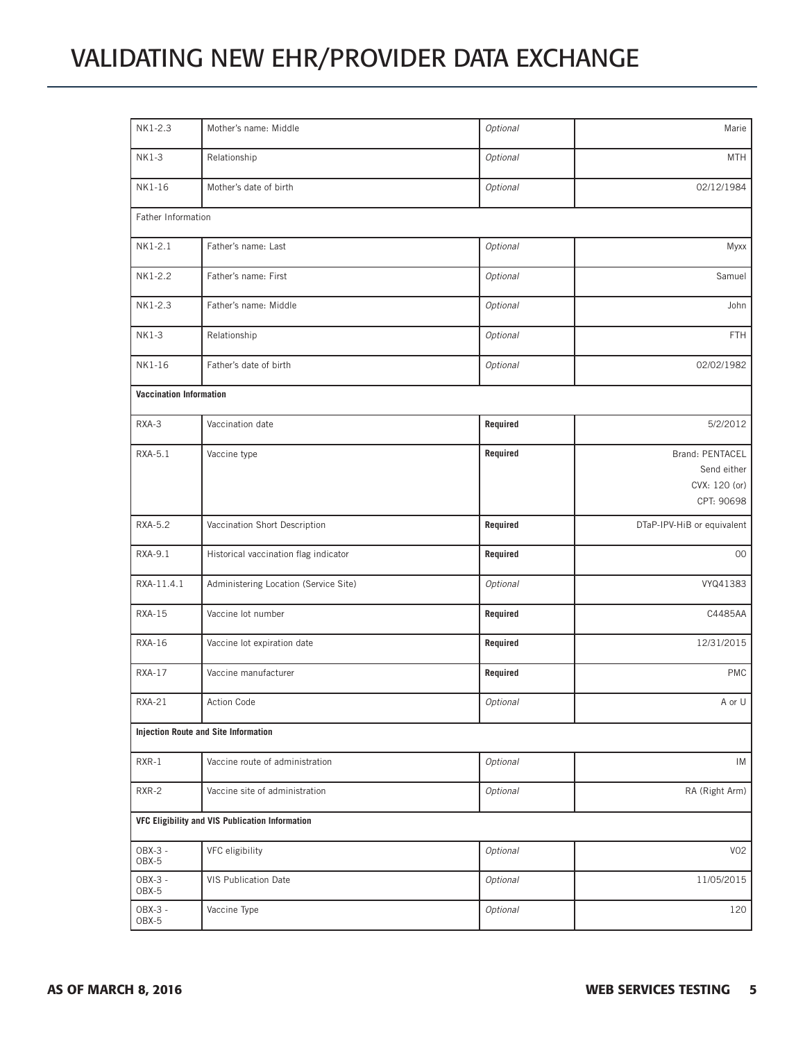# VALIDATING NEW EHR/PROVIDER DATA EXCHANGE

| | | | |
|---|---|---|---|
| NK1-2.3 | Mother's name: Middle | *Optional* | Marie |
| NK1-3 | Relationship | *Optional* | MTH |
| NK1-16 | Mother's date of birth | *Optional* | 02/12/1984 |
| Father Information | | | |
| NK1-2.1 | Father's name: Last | *Optional* | Myxx |
| NK1-2.2 | Father's name: First | *Optional* | Samuel |
| NK1-2.3 | Father's name: Middle | *Optional* | John |
| NK1-3 | Relationship | *Optional* | FTH |
| NK1-16 | Father's date of birth | *Optional* | 02/02/1982 |
| **Vaccination Information** | | | |
| RXA-3 | Vaccination date | **Required** | 5/2/2012 |
| RXA-5.1 | Vaccine type | **Required** | Brand: PENTACEL<br>Send either<br>CVX: 120 (or)<br>CPT: 90698 |
| RXA-5.2 | Vaccination Short Description | **Required** | DTaP-IPV-HiB or equivalent |
| RXA-9.1 | Historical vaccination flag indicator | **Required** | 00 |
| RXA-11.4.1 | Administering Location (Service Site) | *Optional* | VYQ41383 |
| RXA-15 | Vaccine lot number | **Required** | C4485AA |
| RXA-16 | Vaccine lot expiration date | **Required** | 12/31/2015 |
| RXA-17 | Vaccine manufacturer | **Required** | PMC |
| RXA-21 | Action Code | *Optional* | A or U |
| **Injection Route and Site Information** | | | |
| RXR-1 | Vaccine route of administration | *Optional* | IM |
| RXR-2 | Vaccine site of administration | *Optional* | RA (Right Arm) |
| **VFC Eligibility and VIS Publication Information** | | | |
| OBX-3 - OBX-5 | VFC eligibility | *Optional* | V02 |
| OBX-3 - OBX-5 | VIS Publication Date | *Optional* | 11/05/2015 |
| OBX-3 - OBX-5 | Vaccine Type | *Optional* | 120 |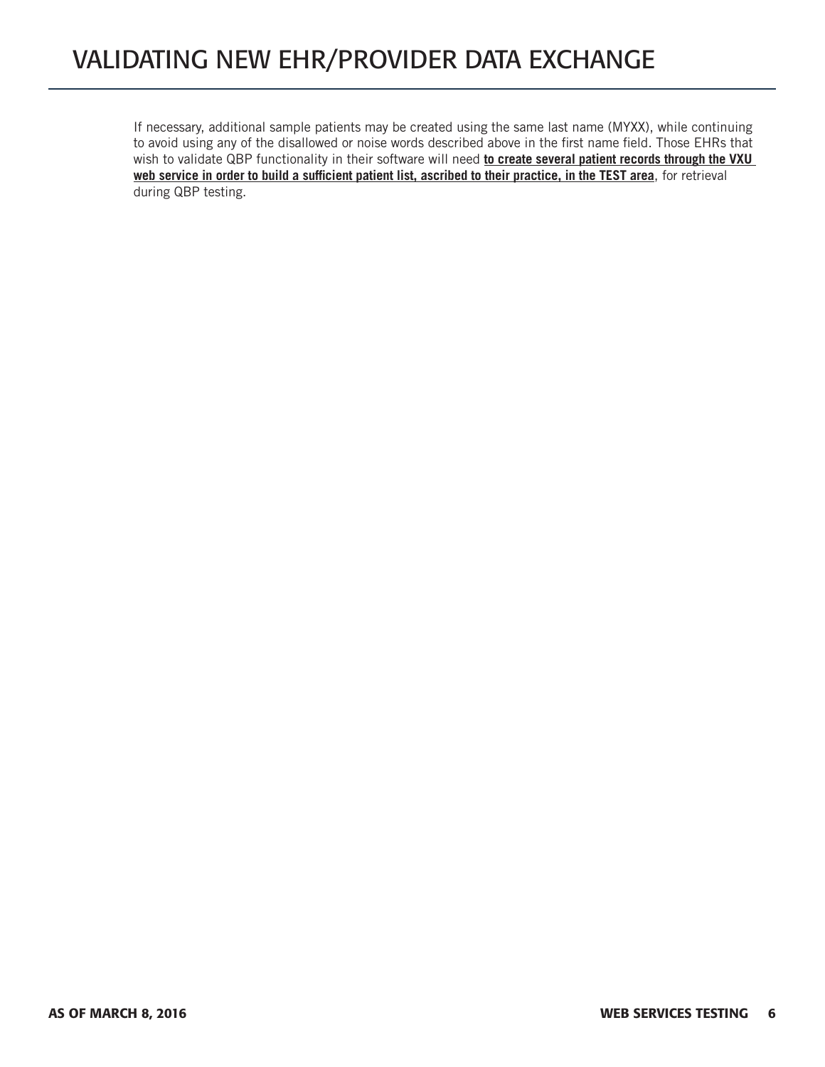# VALIDATING NEW EHR/PROVIDER DATA EXCHANGE

If necessary, additional sample patients may be created using the same last name (MYXX), while continuing to avoid using any of the disallowed or noise words described above in the first name field. Those EHRs that wish to validate QBP functionality in their software will need **to create several patient records through the VXU web service in order to build a sufficient patient list, ascribed to their practice, in the TEST area**, for retrieval during QBP testing.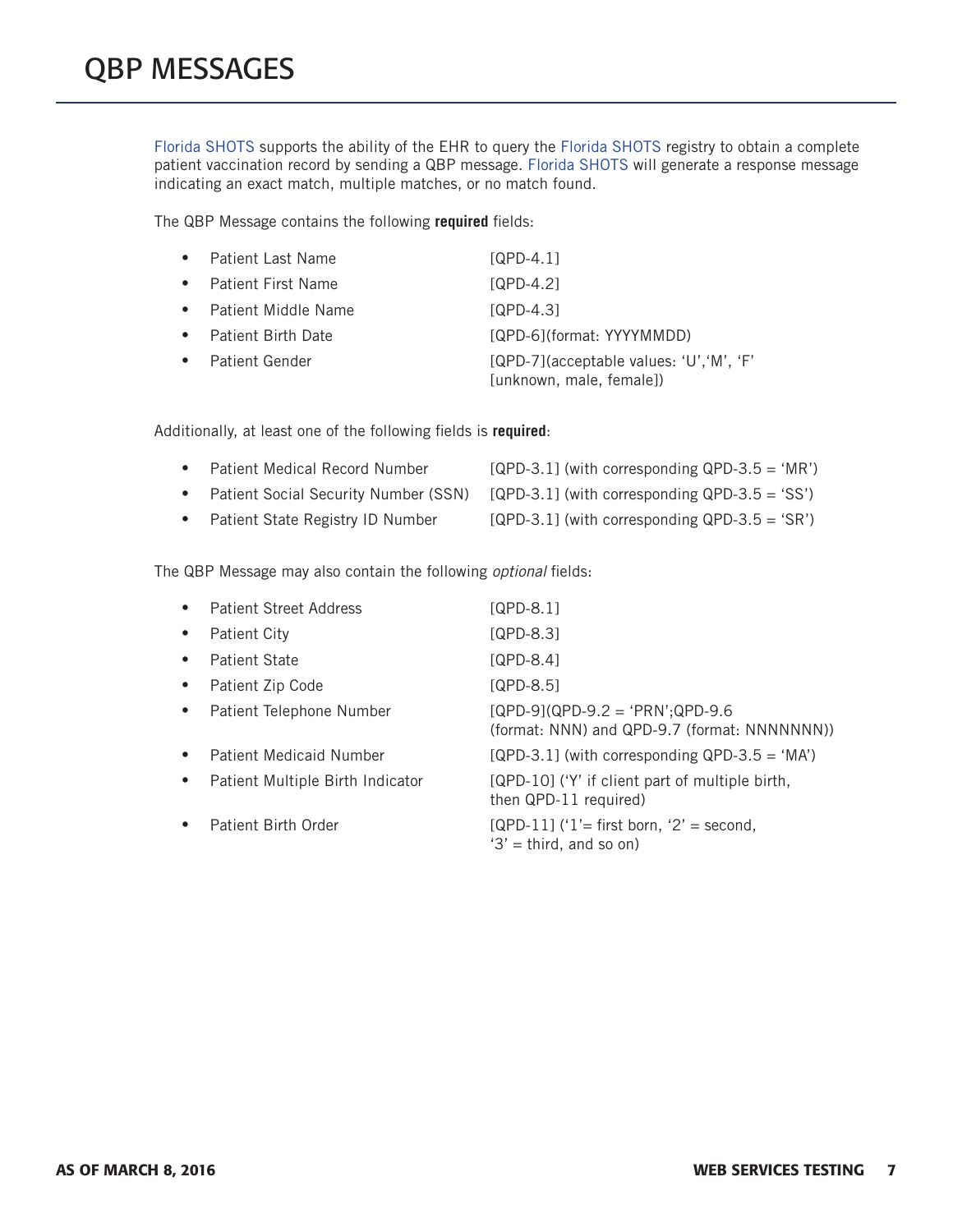# QBP MESSAGES

Florida SHOTS supports the ability of the EHR to query the Florida SHOTS registry to obtain a complete patient vaccination record by sending a QBP message. Florida SHOTS will generate a response message indicating an exact match, multiple matches, or no match found.

The QBP Message contains the following **required** fields:

- Patient Last Name [QPD-4.1]
- Patient First Name [QPD-4.2]
- Patient Middle Name [QPD-4.3]
- Patient Birth Date [QPD-6](format: YYYYMMDD)
- Patient Gender [QPD-7](acceptable values: 'U','M', 'F' [unknown, male, female])

Additionally, at least one of the following fields is **required**:

- Patient Medical Record Number [QPD-3.1] (with corresponding QPD-3.5 = 'MR')
- Patient Social Security Number (SSN) [QPD-3.1] (with corresponding QPD-3.5 = 'SS')
- Patient State Registry ID Number [QPD-3.1] (with corresponding QPD-3.5 = 'SR')

The QBP Message may also contain the following *optional* fields:

- Patient Street Address [QPD-8.1]
- Patient City [QPD-8.3]
- Patient State [QPD-8.4]
- Patient Zip Code [QPD-8.5]
- Patient Telephone Number [QPD-9](QPD-9.2 = 'PRN';QPD-9.6 (format: NNN) and QPD-9.7 (format: NNNNNNN))
- Patient Medicaid Number [QPD-3.1] (with corresponding QPD-3.5 = 'MA')
- Patient Multiple Birth Indicator [QPD-10] ('Y' if client part of multiple birth, then QPD-11 required)
- Patient Birth Order [QPD-11] ('1'= first born, '2' = second, '3' = third, and so on)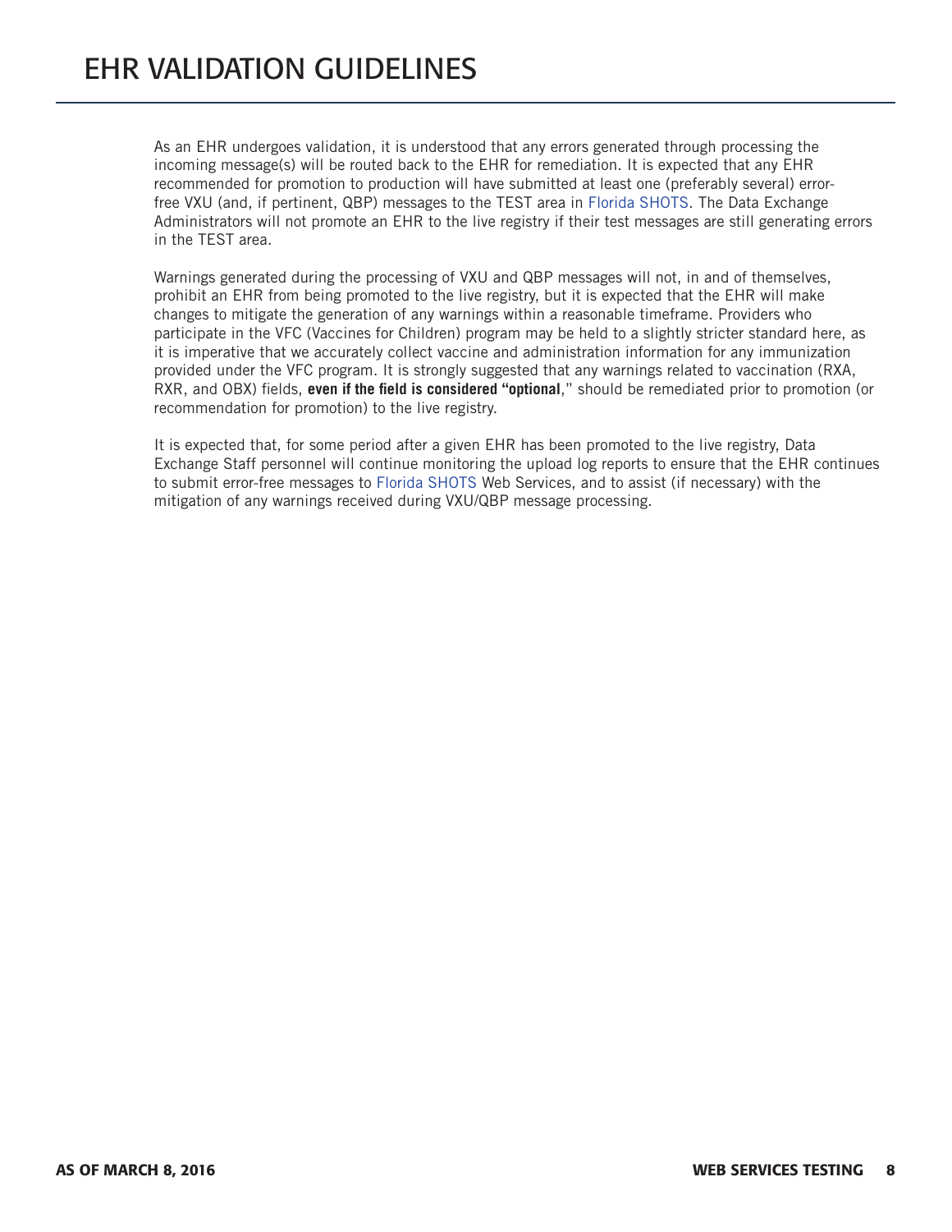# EHR VALIDATION GUIDELINES

As an EHR undergoes validation, it is understood that any errors generated through processing the incoming message(s) will be routed back to the EHR for remediation. It is expected that any EHR recommended for promotion to production will have submitted at least one (preferably several) error-free VXU (and, if pertinent, QBP) messages to the TEST area in Florida SHOTS. The Data Exchange Administrators will not promote an EHR to the live registry if their test messages are still generating errors in the TEST area.

Warnings generated during the processing of VXU and QBP messages will not, in and of themselves, prohibit an EHR from being promoted to the live registry, but it is expected that the EHR will make changes to mitigate the generation of any warnings within a reasonable timeframe. Providers who participate in the VFC (Vaccines for Children) program may be held to a slightly stricter standard here, as it is imperative that we accurately collect vaccine and administration information for any immunization provided under the VFC program. It is strongly suggested that any warnings related to vaccination (RXA, RXR, and OBX) fields, **even if the field is considered "optional**," should be remediated prior to promotion (or recommendation for promotion) to the live registry.

It is expected that, for some period after a given EHR has been promoted to the live registry, Data Exchange Staff personnel will continue monitoring the upload log reports to ensure that the EHR continues to submit error-free messages to Florida SHOTS Web Services, and to assist (if necessary) with the mitigation of any warnings received during VXU/QBP message processing.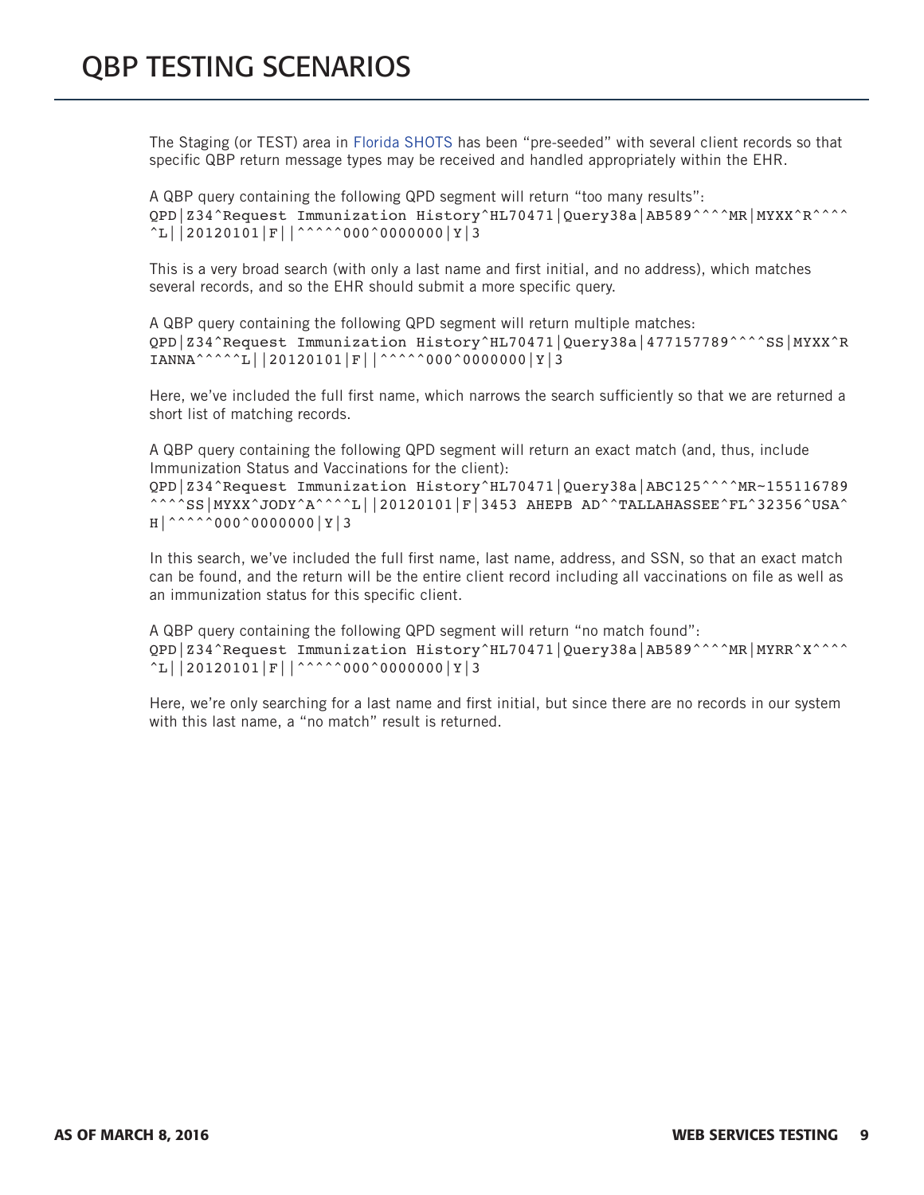# QBP TESTING SCENARIOS

The Staging (or TEST) area in Florida SHOTS has been "pre-seeded" with several client records so that specific QBP return message types may be received and handled appropriately within the EHR.

A QBP query containing the following QPD segment will return "too many results":

```
QPD|Z34^Request Immunization History^HL70471|Query38a|AB589^^^^MR|MYXX^R^^^^^L||20120101|F||^^^^^000^0000000|Y|3
```

This is a very broad search (with only a last name and first initial, and no address), which matches several records, and so the EHR should submit a more specific query.

A QBP query containing the following QPD segment will return multiple matches:

```
QPD|Z34^Request Immunization History^HL70471|Query38a|477157789^^^^SS|MYXX^RIANNA^^^^^L||20120101|F||^^^^^000^0000000|Y|3
```

Here, we've included the full first name, which narrows the search sufficiently so that we are returned a short list of matching records.

A QBP query containing the following QPD segment will return an exact match (and, thus, include Immunization Status and Vaccinations for the client):

```
QPD|Z34^Request Immunization History^HL70471|Query38a|ABC125^^^^MR~155116789^^^^SS|MYXX^JODY^A^^^^L||20120101|F|3453 AHEPB AD^^TALLAHASSEE^FL^32356^USA^H|^^^^^000^0000000|Y|3
```

In this search, we've included the full first name, last name, address, and SSN, so that an exact match can be found, and the return will be the entire client record including all vaccinations on file as well as an immunization status for this specific client.

A QBP query containing the following QPD segment will return "no match found":

```
QPD|Z34^Request Immunization History^HL70471|Query38a|AB589^^^^MR|MYRR^X^^^^^L||20120101|F||^^^^^000^0000000|Y|3
```

Here, we're only searching for a last name and first initial, but since there are no records in our system with this last name, a "no match" result is returned.